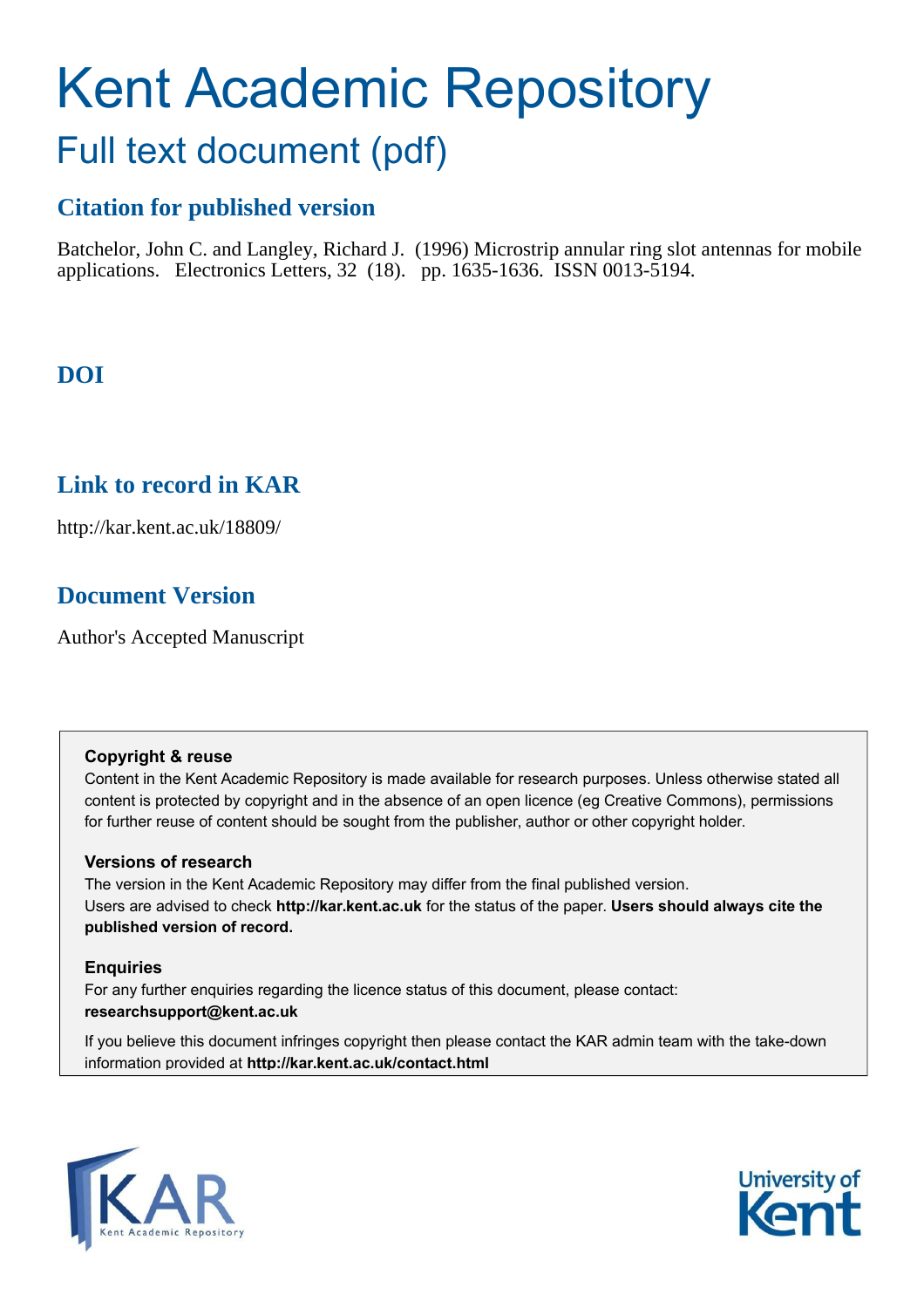# Kent Academic Repository

## Full text document (pdf)

### Citation for published version

Batchelor, John C. and Langley, Richard J. (1996) Microstrip annular ring slot antennas for mobile applications. Electronics Letters, 32 (18). pp. 1635-1636. ISSN 0013-5194.

### DOI

### Link to record in KAR

http://kar.kent.ac.uk/18809/

### Document Version

Author's Accepted Manuscript

**Copyright & reuse**

Content in the Kent Academic Repository is made available for research purposes. Unless otherwise stated all content is protected by copyright and in the absence of an open licence (eg Creative Commons), permissions for further reuse of content should be sought from the publisher, author or other copyright holder.

**Versions of research**

The version in the Kent Academic Repository may differ from the final published version.
Users are advised to check **http://kar.kent.ac.uk** for the status of the paper. **Users should always cite the published version of record.**

**Enquiries**

For any further enquiries regarding the licence status of this document, please contact:
**researchsupport@kent.ac.uk**

If you believe this document infringes copyright then please contact the KAR admin team with the take-down information provided at **http://kar.kent.ac.uk/contact.html**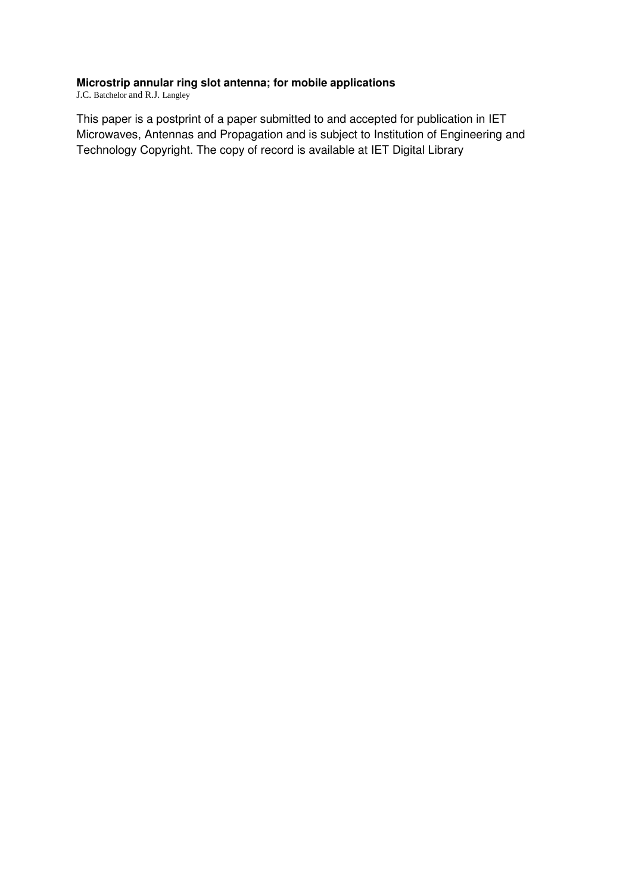**Microstrip annular ring slot antenna; for mobile applications**

J.C. Batchelor and R.J. Langley

This paper is a postprint of a paper submitted to and accepted for publication in IET Microwaves, Antennas and Propagation and is subject to Institution of Engineering and Technology Copyright. The copy of record is available at IET Digital Library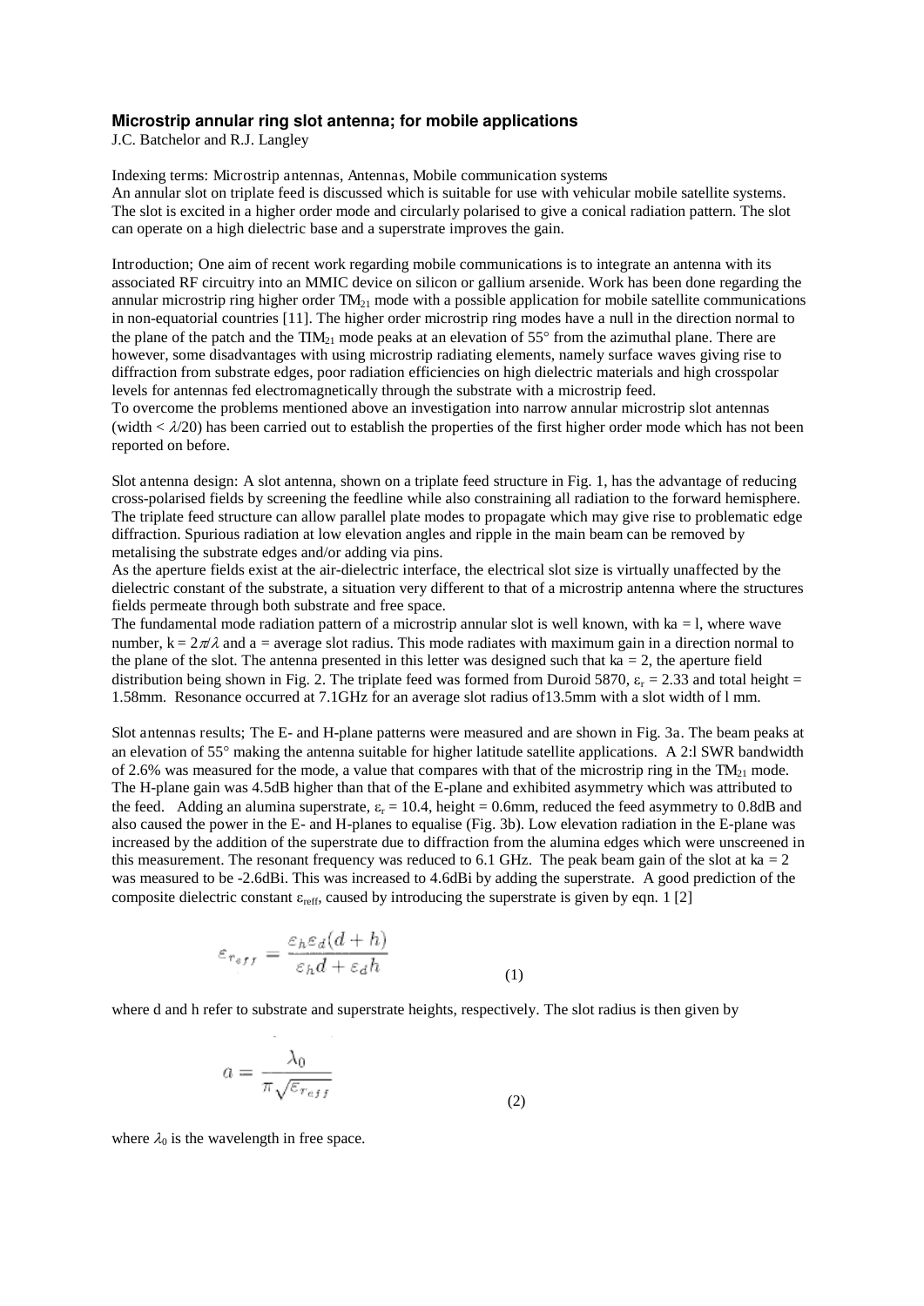**Microstrip annular ring slot antenna; for mobile applications**

J.C. Batchelor and R.J. Langley

Indexing terms: Microstrip antennas, Antennas, Mobile communication systems

An annular slot on triplate feed is discussed which is suitable for use with vehicular mobile satellite systems. The slot is excited in a higher order mode and circularly polarised to give a conical radiation pattern. The slot can operate on a high dielectric base and a superstrate improves the gain.

Introduction; One aim of recent work regarding mobile communications is to integrate an antenna with its associated RF circuitry into an MMIC device on silicon or gallium arsenide. Work has been done regarding the annular microstrip ring higher order $TM_{21}$ mode with a possible application for mobile satellite communications in non-equatorial countries [11]. The higher order microstrip ring modes have a null in the direction normal to the plane of the patch and the $TIM_{21}$ mode peaks at an elevation of 55° from the azimuthal plane. There are however, some disadvantages with using microstrip radiating elements, namely surface waves giving rise to diffraction from substrate edges, poor radiation efficiencies on high dielectric materials and high crosspolar levels for antennas fed electromagnetically through the substrate with a microstrip feed.

To overcome the problems mentioned above an investigation into narrow annular microstrip slot antennas (width < $\lambda/20$) has been carried out to establish the properties of the first higher order mode which has not been reported on before.

Slot antenna design: A slot antenna, shown on a triplate feed structure in Fig. 1, has the advantage of reducing cross-polarised fields by screening the feedline while also constraining all radiation to the forward hemisphere. The triplate feed structure can allow parallel plate modes to propagate which may give rise to problematic edge diffraction. Spurious radiation at low elevation angles and ripple in the main beam can be removed by metalising the substrate edges and/or adding via pins.

As the aperture fields exist at the air-dielectric interface, the electrical slot size is virtually unaffected by the dielectric constant of the substrate, a situation very different to that of a microstrip antenna where the structures fields permeate through both substrate and free space.

The fundamental mode radiation pattern of a microstrip annular slot is well known, with ka = l, where wave number, $k = 2\pi/\lambda$ and a = average slot radius. This mode radiates with maximum gain in a direction normal to the plane of the slot. The antenna presented in this letter was designed such that ka = 2, the aperture field distribution being shown in Fig. 2. The triplate feed was formed from Duroid 5870, $\varepsilon_r = 2.33$ and total height = 1.58mm. Resonance occurred at 7.1GHz for an average slot radius of13.5mm with a slot width of l mm.

Slot antennas results; The E- and H-plane patterns were measured and are shown in Fig. 3a. The beam peaks at an elevation of 55° making the antenna suitable for higher latitude satellite applications. A 2:l SWR bandwidth of 2.6% was measured for the mode, a value that compares with that of the microstrip ring in the $TM_{21}$ mode. The H-plane gain was 4.5dB higher than that of the E-plane and exhibited asymmetry which was attributed to the feed. Adding an alumina superstrate, $\varepsilon_r = 10.4$, height = 0.6mm, reduced the feed asymmetry to 0.8dB and also caused the power in the E- and H-planes to equalise (Fig. 3b). Low elevation radiation in the E-plane was increased by the addition of the superstrate due to diffraction from the alumina edges which were unscreened in this measurement. The resonant frequency was reduced to 6.1 GHz. The peak beam gain of the slot at ka = 2 was measured to be -2.6dBi. This was increased to 4.6dBi by adding the superstrate. A good prediction of the composite dielectric constant $\varepsilon_{reff}$, caused by introducing the superstrate is given by eqn. 1 [2]

$$\varepsilon_{r_{eff}} = \frac{\varepsilon_h \varepsilon_d (d+h)}{\varepsilon_h d + \varepsilon_d h} \tag{1}$$

where d and h refer to substrate and superstrate heights, respectively. The slot radius is then given by

$$a = \frac{\lambda_0}{\pi \sqrt{\varepsilon_{r_{eff}}}} \tag{2}$$

where $\lambda_0$ is the wavelength in free space.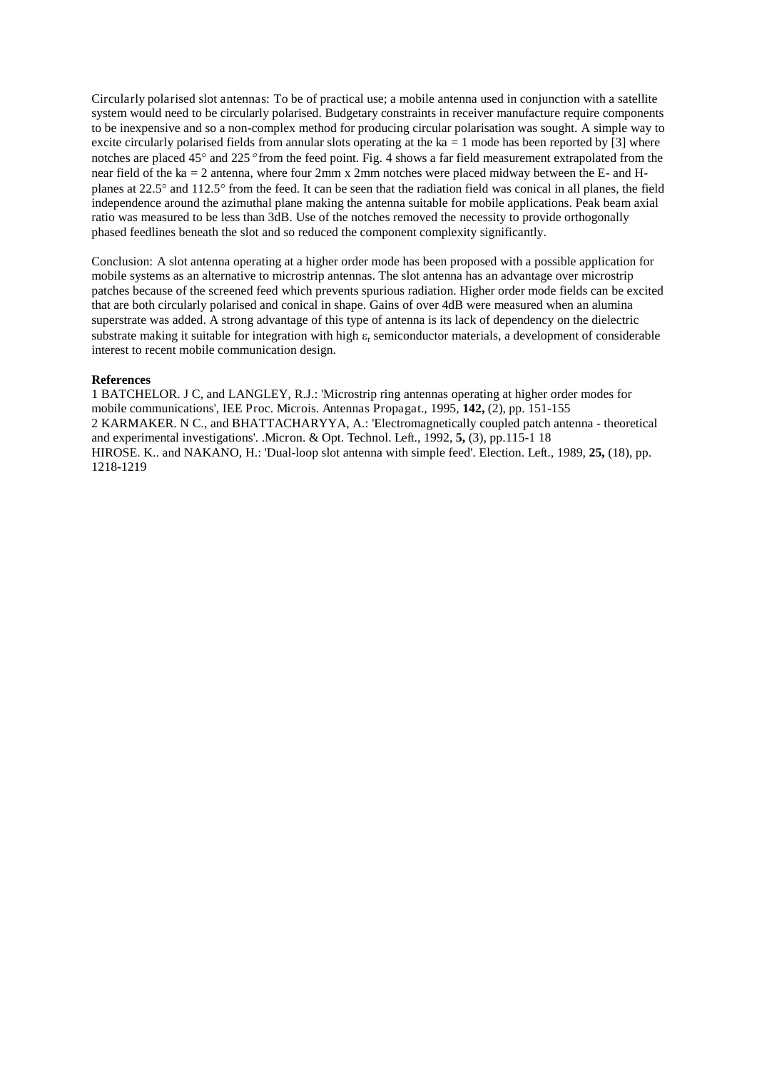Circularly polarised slot antennas: To be of practical use; a mobile antenna used in conjunction with a satellite system would need to be circularly polarised. Budgetary constraints in receiver manufacture require components to be inexpensive and so a non-complex method for producing circular polarisation was sought. A simple way to excite circularly polarised fields from annular slots operating at the ka = 1 mode has been reported by [3] where notches are placed 45° and 225° from the feed point. Fig. 4 shows a far field measurement extrapolated from the near field of the ka = 2 antenna, where four 2mm x 2mm notches were placed midway between the E- and H-planes at 22.5° and 112.5° from the feed. It can be seen that the radiation field was conical in all planes, the field independence around the azimuthal plane making the antenna suitable for mobile applications. Peak beam axial ratio was measured to be less than 3dB. Use of the notches removed the necessity to provide orthogonally phased feedlines beneath the slot and so reduced the component complexity significantly.

Conclusion: A slot antenna operating at a higher order mode has been proposed with a possible application for mobile systems as an alternative to microstrip antennas. The slot antenna has an advantage over microstrip patches because of the screened feed which prevents spurious radiation. Higher order mode fields can be excited that are both circularly polarised and conical in shape. Gains of over 4dB were measured when an alumina superstrate was added. A strong advantage of this type of antenna is its lack of dependency on the dielectric substrate making it suitable for integration with high $\varepsilon_r$ semiconductor materials, a development of considerable interest to recent mobile communication design.

**References**

1 BATCHELOR. J C, and LANGLEY, R.J.: 'Microstrip ring antennas operating at higher order modes for mobile communications', IEE Proc. Microis. Antennas Propagat., 1995, **142,** (2), pp. 151-155

2 KARMAKER. N C., and BHATTACHARYYA, A.: 'Electromagnetically coupled patch antenna - theoretical and experimental investigations'. .Micron. & Opt. Technol. Left., 1992, **5,** (3), pp.115-1 18

HIROSE. K.. and NAKANO, H.: 'Dual-loop slot antenna with simple feed'. Election. Left., 1989, **25,** (18), pp. 1218-1219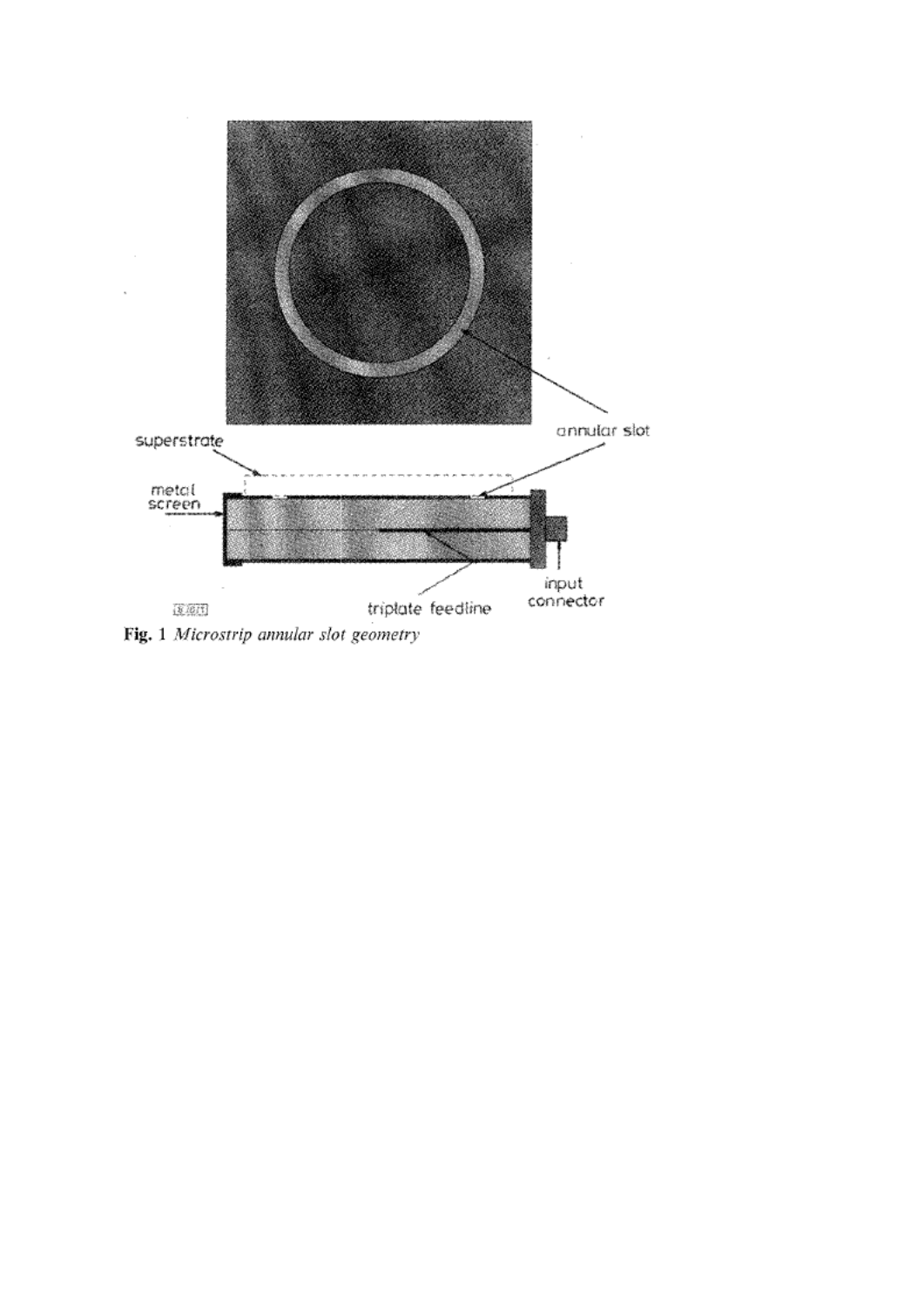Fig. 1 *Microstrip annular slot geometry*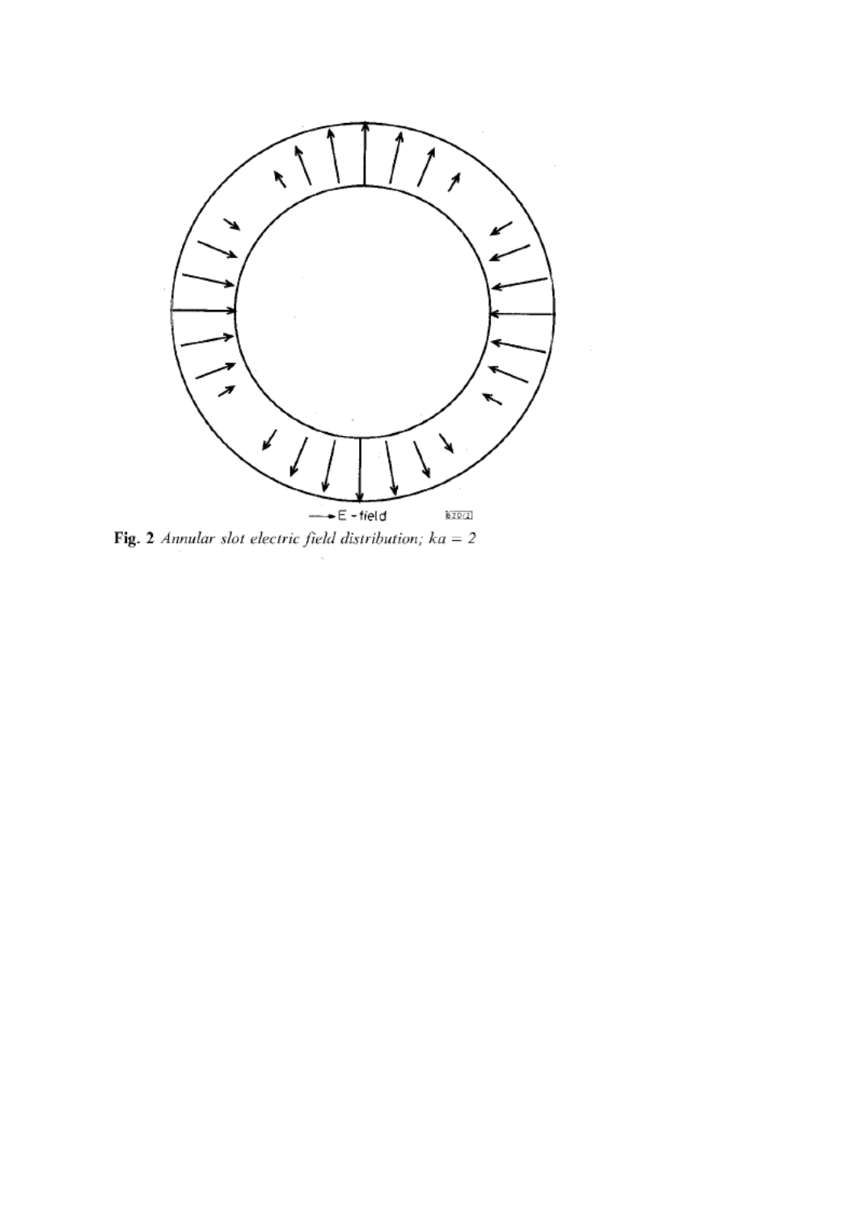Fig. 2 *Annular slot electric field distribution; $ka = 2$*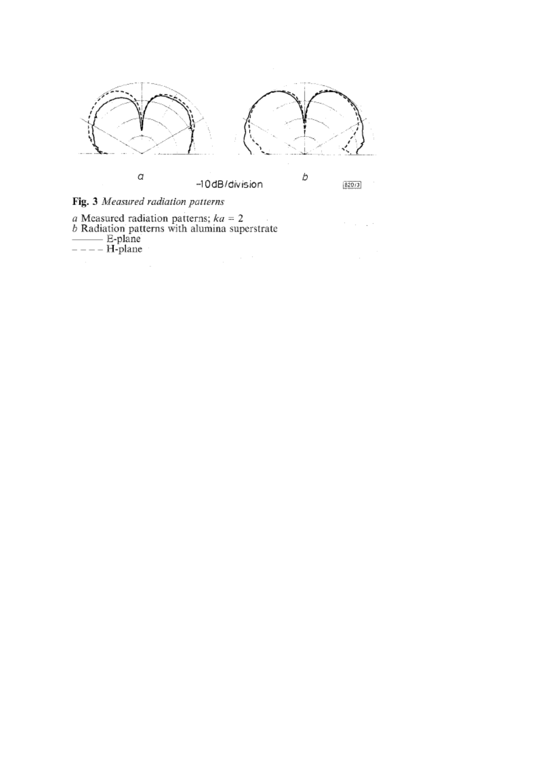a

−10dB/division

b

**Fig. 3** *Measured radiation patterns*

*a* Measured radiation patterns; $ka = 2$
*b* Radiation patterns with alumina superstrate
——— E-plane
– – – – H-plane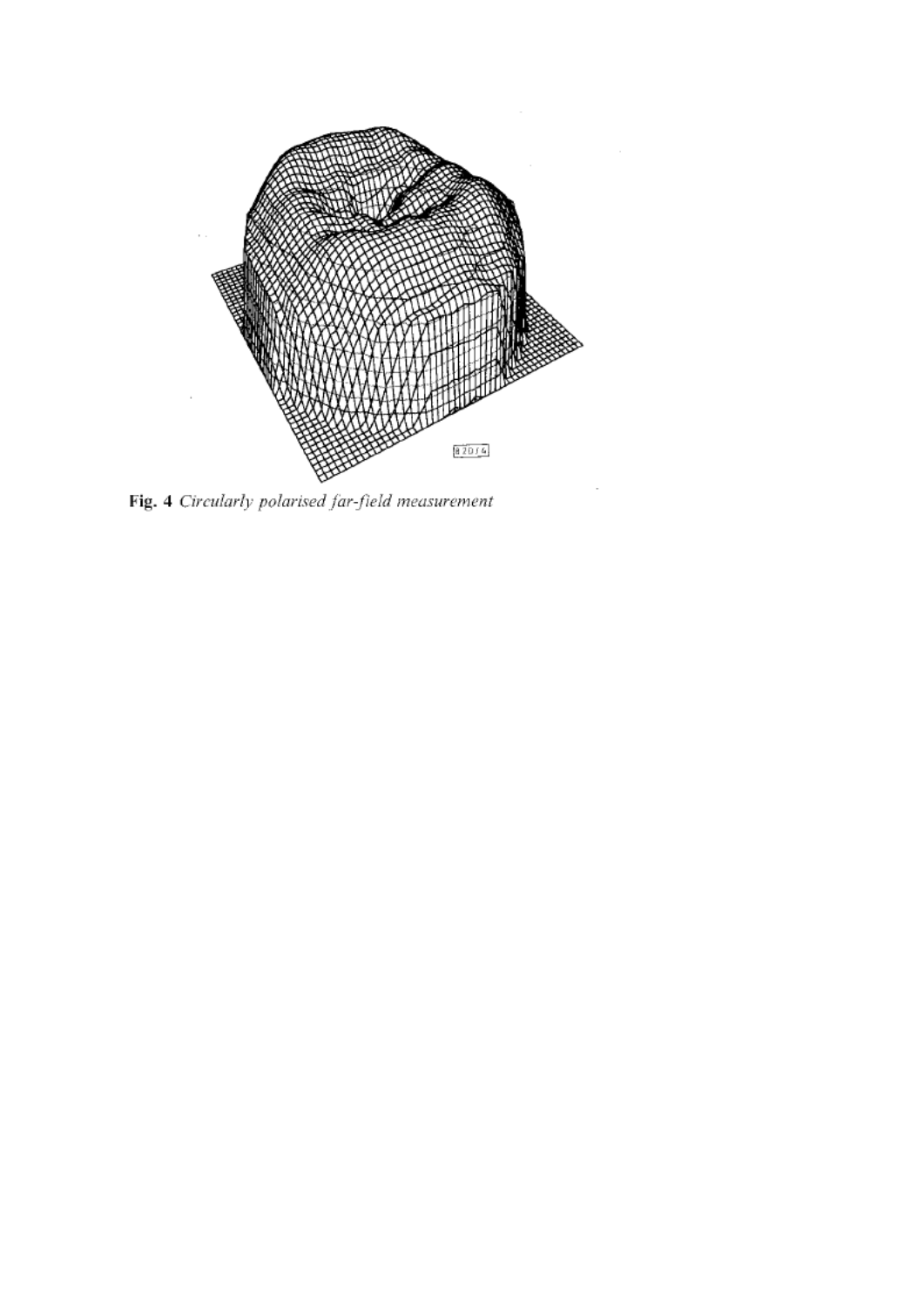820/4

**Fig. 4** *Circularly polarised far-field measurement*